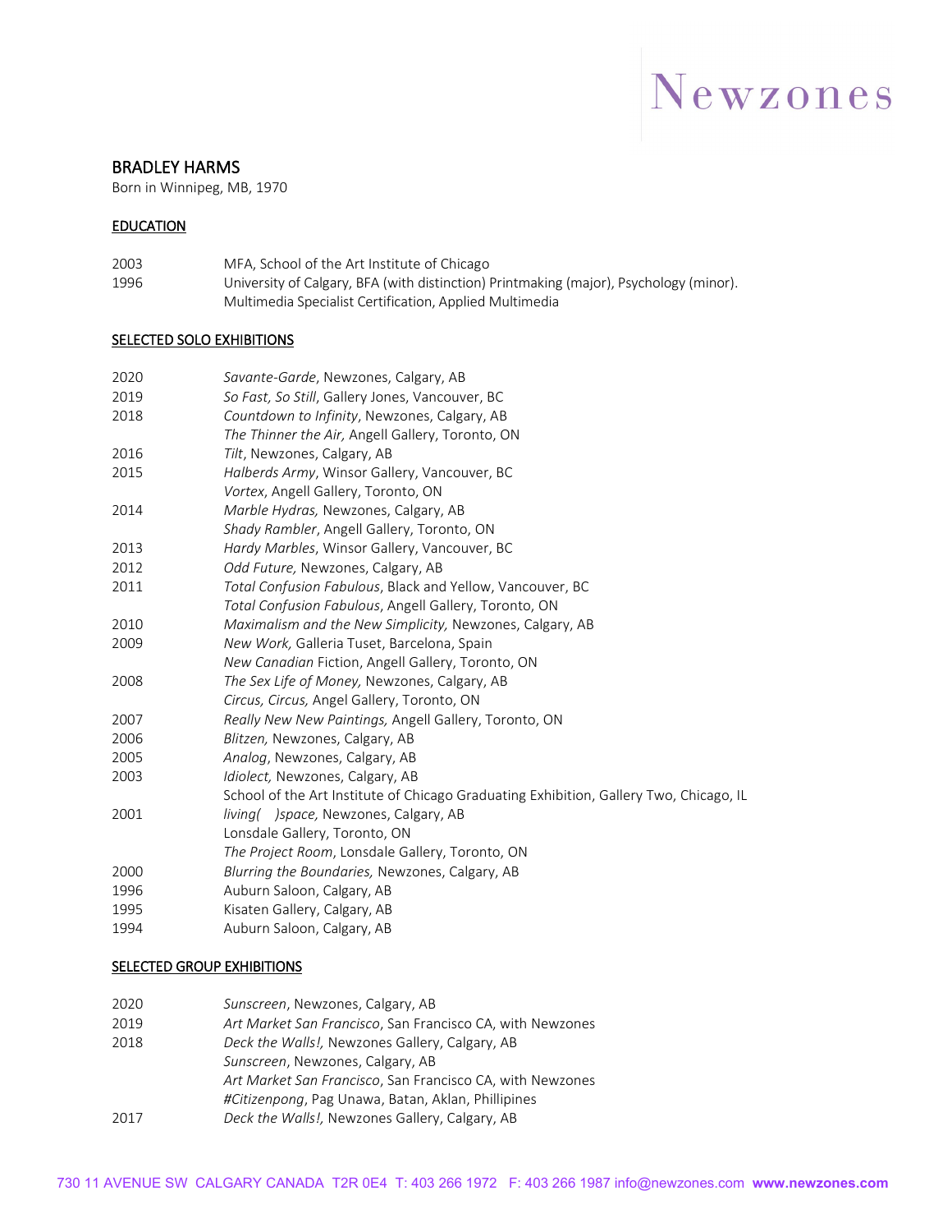Newzones

# BRADLEY HARMS

Born in Winnipeg, MB, 1970

## EDUCATION

| | |
|---|---|
| 2003 | MFA, School of the Art Institute of Chicago |
| 1996 | University of Calgary, BFA (with distinction) Printmaking (major), Psychology (minor). Multimedia Specialist Certification, Applied Multimedia |

## SELECTED SOLO EXHIBITIONS

| | |
|---|---|
| 2020 | *Savante-Garde*, Newzones, Calgary, AB |
| 2019 | *So Fast, So Still*, Gallery Jones, Vancouver, BC |
| 2018 | *Countdown to Infinity*, Newzones, Calgary, AB |
| | *The Thinner the Air,* Angell Gallery, Toronto, ON |
| 2016 | *Tilt*, Newzones, Calgary, AB |
| 2015 | *Halberds Army*, Winsor Gallery, Vancouver, BC |
| | *Vortex*, Angell Gallery, Toronto, ON |
| 2014 | *Marble Hydras,* Newzones, Calgary, AB |
| | *Shady Rambler*, Angell Gallery, Toronto, ON |
| 2013 | *Hardy Marbles*, Winsor Gallery, Vancouver, BC |
| 2012 | *Odd Future,* Newzones, Calgary, AB |
| 2011 | *Total Confusion Fabulous*, Black and Yellow, Vancouver, BC |
| | *Total Confusion Fabulous*, Angell Gallery, Toronto, ON |
| 2010 | *Maximalism and the New Simplicity,* Newzones, Calgary, AB |
| 2009 | *New Work,* Galleria Tuset, Barcelona, Spain |
| | *New Canadian* Fiction, Angell Gallery, Toronto, ON |
| 2008 | *The Sex Life of Money,* Newzones, Calgary, AB |
| | *Circus, Circus,* Angel Gallery, Toronto, ON |
| 2007 | *Really New New Paintings,* Angell Gallery, Toronto, ON |
| 2006 | *Blitzen,* Newzones, Calgary, AB |
| 2005 | *Analog*, Newzones, Calgary, AB |
| 2003 | *Idiolect,* Newzones, Calgary, AB |
| | School of the Art Institute of Chicago Graduating Exhibition, Gallery Two, Chicago, IL |
| 2001 | *living(    )space,* Newzones, Calgary, AB |
| | Lonsdale Gallery, Toronto, ON |
| | *The Project Room*, Lonsdale Gallery, Toronto, ON |
| 2000 | *Blurring the Boundaries,* Newzones, Calgary, AB |
| 1996 | Auburn Saloon, Calgary, AB |
| 1995 | Kisaten Gallery, Calgary, AB |
| 1994 | Auburn Saloon, Calgary, AB |

## SELECTED GROUP EXHIBITIONS

| | |
|---|---|
| 2020 | *Sunscreen*, Newzones, Calgary, AB |
| 2019 | *Art Market San Francisco*, San Francisco CA, with Newzones |
| 2018 | *Deck the Walls!,* Newzones Gallery, Calgary, AB |
| | *Sunscreen*, Newzones, Calgary, AB |
| | *Art Market San Francisco*, San Francisco CA, with Newzones |
| | *#Citizenpong*, Pag Unawa, Batan, Aklan, Phillipines |
| 2017 | *Deck the Walls!,* Newzones Gallery, Calgary, AB |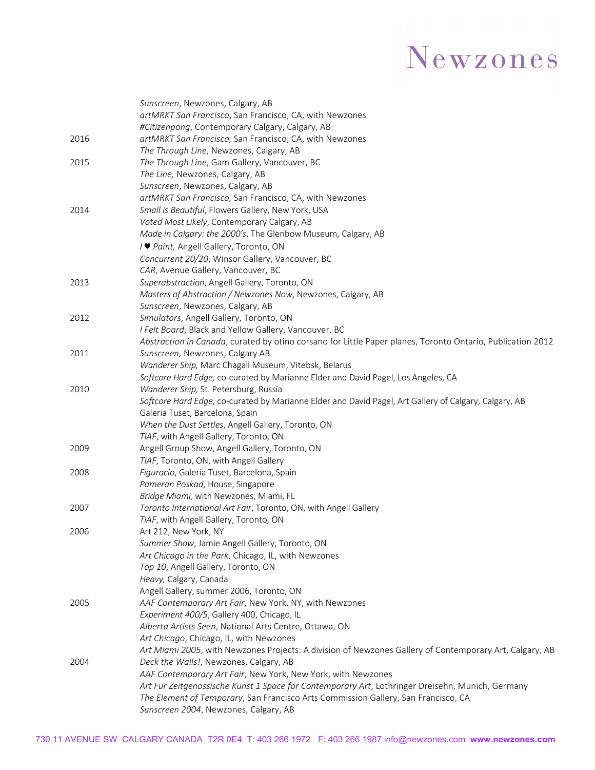| | |
|---|---|
| | *Sunscreen*, Newzones, Calgary, AB |
| | *artMRKT San Francisco*, San Francisco, CA, with Newzones |
| | *#Citizenpong*, Contemporary Calgary, Calgary, AB |
| 2016 | *artMRKT San Francisco,* San Francisco, CA, with Newzones |
| | *The Through Line*, Newzones, Calgary, AB |
| 2015 | *The Through Line*, Gam Gallery, Vancouver, BC |
| | *The Line,* Newzones, Calgary, AB |
| | *Sunscreen*, Newzones, Calgary, AB |
| | *artMRKT San Francisco,* San Francisco, CA, with Newzones |
| 2014 | *Small is Beautiful*, Flowers Gallery, New York, USA |
| | *Voted Most Likely*, Contemporary Calgary, AB |
| | *Made in Calgary: the 2000's*, The Glenbow Museum, Calgary, AB |
| | *I ♥ Paint,* Angell Gallery, Toronto, ON |
| | *Concurrent 20/20*, Winsor Gallery, Vancouver, BC |
| | *CAR*, Avenue Gallery, Vancouver, BC |
| 2013 | *Superabstraction*, Angell Gallery, Toronto, ON |
| | *Masters of Abstraction / Newzones Now*, Newzones, Calgary, AB |
| | *Sunscreen*, Newzones, Calgary, AB |
| 2012 | *Simulators*, Angell Gallery, Toronto, ON |
| | *I Felt Board*, Black and Yellow Gallery, Vancouver, BC |
| | *Abstraction in Canada*, curated by otino corsano for Little Paper planes, Toronto Ontario, Publication 2012 |
| 2011 | *Sunscreen,* Newzones, Calgary AB |
| | *Wanderer Ship,* Marc Chagall Museum, Vitebsk, Belarus |
| | *Softcore Hard Edge,* co-curated by Marianne Elder and David Pagel, Los Angeles, CA |
| 2010 | *Wanderer Ship,* St. Petersburg, Russia |
| | *Softcore Hard Edge,* co-curated by Marianne Elder and David Pagel, Art Gallery of Calgary, Calgary, AB |
| | Galeria Tuset, Barcelona, Spain |
| | *When the Dust Settles*, Angell Gallery, Toronto, ON |
| | *TIAF*, with Angell Gallery, Toronto, ON |
| 2009 | Angell Group Show, Angell Gallery, Toronto, ON |
| | *TIAF*, Toronto, ON, with Angell Gallery |
| 2008 | *Figuracio*, Galeria Tuset, Barcelona, Spain |
| | *Pameran Poskad*, House, Singapore |
| | *Bridge Miami*, with Newzones, Miami, FL |
| 2007 | *Toronto International Art Fair*, Toronto, ON, with Angell Gallery |
| | *TIAF*, with Angell Gallery, Toronto, ON |
| 2006 | Art 212, New York, NY |
| | *Summer Show*, Jamie Angell Gallery, Toronto, ON |
| | *Art Chicago in the Park*, Chicago, IL, with Newzones |
| | *Top 10*, Angell Gallery, Toronto, ON |
| | *Heavy,* Calgary, Canada |
| | Angell Gallery, summer 2006, Toronto, ON |
| 2005 | *AAF Contemporary Art Fair*, New York, NY, with Newzones |
| | *Experiment 400/5*, Gallery 400, Chicago, IL |
| | *Alberta Artists Seen*, National Arts Centre, Ottawa, ON |
| | *Art Chicago*, Chicago, IL, with Newzones |
| | *Art Miami 2005*, with Newzones Projects: A division of Newzones Gallery of Contemporary Art, Calgary, AB |
| 2004 | *Deck the Walls!*, Newzones, Calgary, AB |
| | *AAF Contemporary Art Fair*, New York, New York, with Newzones |
| | *Art Fur Zeitgenossische Kunst 1 Space for Contemporary Art*, Lothringer Dreisehn, Munich, Germany |
| | *The Element of Temporary*, San Francisco Arts Commission Gallery, San Francisco, CA |
| | *Sunscreen 2004*, Newzones, Calgary, AB |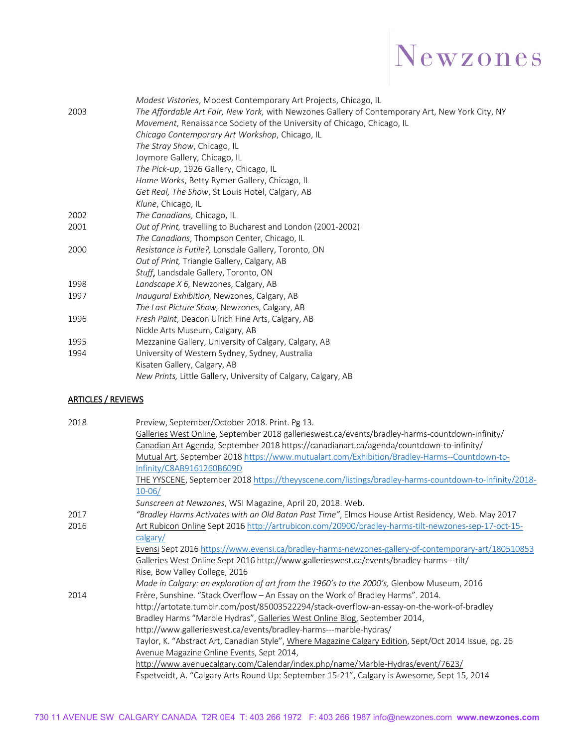| | |
|---|---|
| | *Modest Vistories*, Modest Contemporary Art Projects, Chicago, IL |
| 2003 | *The Affordable Art Fair, New York,* with Newzones Gallery of Contemporary Art, New York City, NY |
| | *Movement*, Renaissance Society of the University of Chicago, Chicago, IL |
| | *Chicago Contemporary Art Workshop*, Chicago, IL |
| | *The Stray Show*, Chicago, IL |
| | Joymore Gallery, Chicago, IL |
| | *The Pick-up*, 1926 Gallery, Chicago, IL |
| | *Home Works*, Betty Rymer Gallery, Chicago, IL |
| | *Get Real, The Show*, St Louis Hotel, Calgary, AB |
| | *Klune*, Chicago, IL |
| 2002 | *The Canadians,* Chicago, IL |
| 2001 | *Out of Print,* travelling to Bucharest and London (2001-2002) |
| | *The Canadians*, Thompson Center, Chicago, IL |
| 2000 | *Resistance is Futile?,* Lonsdale Gallery, Toronto, ON |
| | *Out of Print,* Triangle Gallery, Calgary, AB |
| | *Stuff***,** Landsdale Gallery, Toronto, ON |
| 1998 | *Landscape X 6,* Newzones, Calgary, AB |
| 1997 | *Inaugural Exhibition,* Newzones, Calgary, AB |
| | *The Last Picture Show,* Newzones, Calgary, AB |
| 1996 | *Fresh Paint*, Deacon Ulrich Fine Arts, Calgary, AB |
| | Nickle Arts Museum, Calgary, AB |
| 1995 | Mezzanine Gallery, University of Calgary, Calgary, AB |
| 1994 | University of Western Sydney, Sydney, Australia |
| | Kisaten Gallery, Calgary, AB |
| | *New Prints,* Little Gallery, University of Calgary, Calgary, AB |

## ARTICLES / REVIEWS

| | |
|---|---|
| 2018 | Preview, September/October 2018. Print. Pg 13. |
| | Galleries West Online, September 2018 gallerieswest.ca/events/bradley-harms-countdown-infinity/ |
| | Canadian Art Agenda, September 2018 https://canadianart.ca/agenda/countdown-to-infinity/ |
| | Mutual Art, September 2018 https://www.mutualart.com/Exhibition/Bradley-Harms--Countdown-to-Infinity/C8AB9161260B609D |
| | THE YYSCENE, September 2018 https://theyyscene.com/listings/bradley-harms-countdown-to-infinity/2018-10-06/ |
| | *Sunscreen at Newzones*, WSI Magazine, April 20, 2018. Web. |
| 2017 | *"Bradley Harms Activates with an Old Batan Past Time"*, Elmos House Artist Residency, Web. May 2017 |
| 2016 | Art Rubicon Online Sept 2016 http://artrubicon.com/20900/bradley-harms-tilt-newzones-sep-17-oct-15-calgary/ |
| | Evensi Sept 2016 https://www.evensi.ca/bradley-harms-newzones-gallery-of-contemporary-art/180510853 |
| | Galleries West Online Sept 2016 http://www.gallerieswest.ca/events/bradley-harms---tilt/ |
| | Rise, Bow Valley College, 2016 |
| | *Made in Calgary: an exploration of art from the 1960's to the 2000's,* Glenbow Museum, 2016 |
| 2014 | Frère, Sunshine. "Stack Overflow – An Essay on the Work of Bradley Harms". 2014. http://artotate.tumblr.com/post/85003522294/stack-overflow-an-essay-on-the-work-of-bradley |
| | Bradley Harms "Marble Hydras", Galleries West Online Blog, September 2014, http://www.gallerieswest.ca/events/bradley-harms---marble-hydras/ |
| | Taylor, K. "Abstract Art, Canadian Style", Where Magazine Calgary Edition, Sept/Oct 2014 Issue, pg. 26 |
| | Avenue Magazine Online Events, Sept 2014, http://www.avenuecalgary.com/Calendar/index.php/name/Marble-Hydras/event/7623/ |
| | Espetveidt, A. "Calgary Arts Round Up: September 15-21", Calgary is Awesome, Sept 15, 2014 |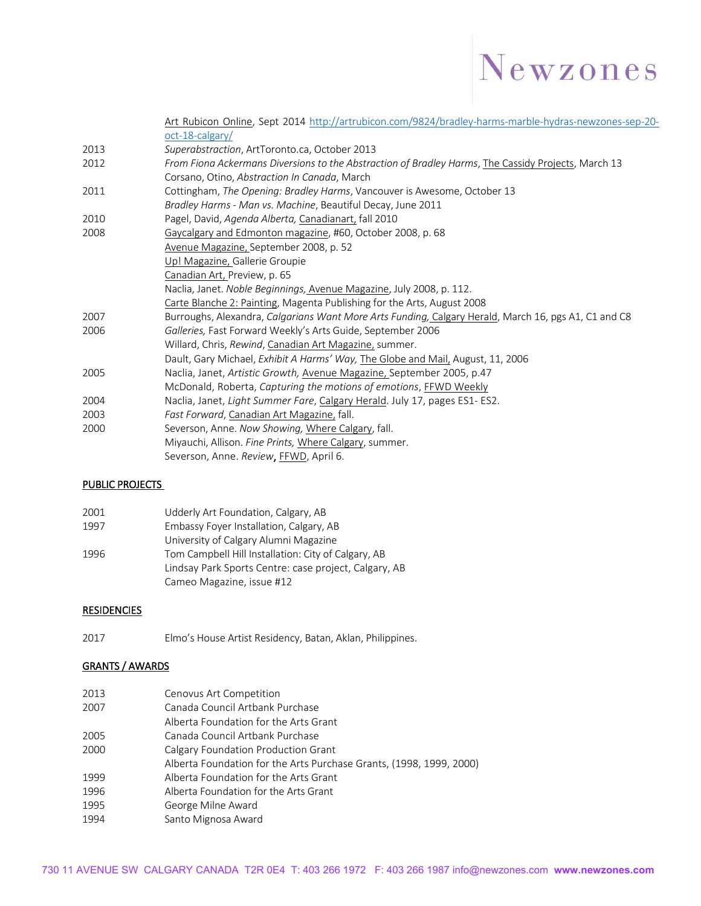| | |
|---|---|
| | Art Rubicon Online, Sept 2014 http://artrubicon.com/9824/bradley-harms-marble-hydras-newzones-sep-20-oct-18-calgary/ |
| 2013 | *Superabstraction*, ArtToronto.ca, October 2013 |
| 2012 | *From Fiona Ackermans Diversions to the Abstraction of Bradley Harms*, The Cassidy Projects, March 13 |
| | Corsano, Otino, *Abstraction In Canada*, March |
| 2011 | Cottingham, *The Opening: Bradley Harms*, Vancouver is Awesome, October 13 |
| | *Bradley Harms - Man vs. Machine*, Beautiful Decay, June 2011 |
| 2010 | Pagel, David, *Agenda Alberta,* Canadianart, fall 2010 |
| 2008 | Gaycalgary and Edmonton magazine, #60, October 2008, p. 68 |
| | Avenue Magazine, September 2008, p. 52 |
| | Up! Magazine, Gallerie Groupie |
| | Canadian Art, Preview, p. 65 |
| | Naclia, Janet. *Noble Beginnings,* Avenue Magazine, July 2008, p. 112. |
| | Carte Blanche 2: Painting, Magenta Publishing for the Arts, August 2008 |
| 2007 | Burroughs, Alexandra, *Calgarians Want More Arts Funding,* Calgary Herald, March 16, pgs A1, C1 and C8 |
| 2006 | *Galleries,* Fast Forward Weekly's Arts Guide, September 2006 |
| | Willard, Chris, *Rewind*, Canadian Art Magazine, summer. |
| | Dault, Gary Michael, *Exhibit A Harms' Way,* The Globe and Mail, August, 11, 2006 |
| 2005 | Naclia, Janet, *Artistic Growth,* Avenue Magazine, September 2005, p.47 |
| | McDonald, Roberta, *Capturing the motions of emotions*, FFWD Weekly |
| 2004 | Naclia, Janet, *Light Summer Fare*, Calgary Herald. July 17, pages ES1- ES2. |
| 2003 | *Fast Forward*, Canadian Art Magazine, fall. |
| 2000 | Severson, Anne. *Now Showing,* Where Calgary, fall. |
| | Miyauchi, Allison. *Fine Prints,* Where Calgary, summer. |
| | Severson, Anne. *Review*, FFWD, April 6. |

## PUBLIC PROJECTS

| | |
|---|---|
| 2001 | Udderly Art Foundation, Calgary, AB |
| 1997 | Embassy Foyer Installation, Calgary, AB |
| | University of Calgary Alumni Magazine |
| 1996 | Tom Campbell Hill Installation: City of Calgary, AB |
| | Lindsay Park Sports Centre: case project, Calgary, AB |
| | Cameo Magazine, issue #12 |

## RESIDENCIES

| | |
|---|---|
| 2017 | Elmo's House Artist Residency, Batan, Aklan, Philippines. |

## GRANTS / AWARDS

| | |
|---|---|
| 2013 | Cenovus Art Competition |
| 2007 | Canada Council Artbank Purchase |
| | Alberta Foundation for the Arts Grant |
| 2005 | Canada Council Artbank Purchase |
| 2000 | Calgary Foundation Production Grant |
| | Alberta Foundation for the Arts Purchase Grants, (1998, 1999, 2000) |
| 1999 | Alberta Foundation for the Arts Grant |
| 1996 | Alberta Foundation for the Arts Grant |
| 1995 | George Milne Award |
| 1994 | Santo Mignosa Award |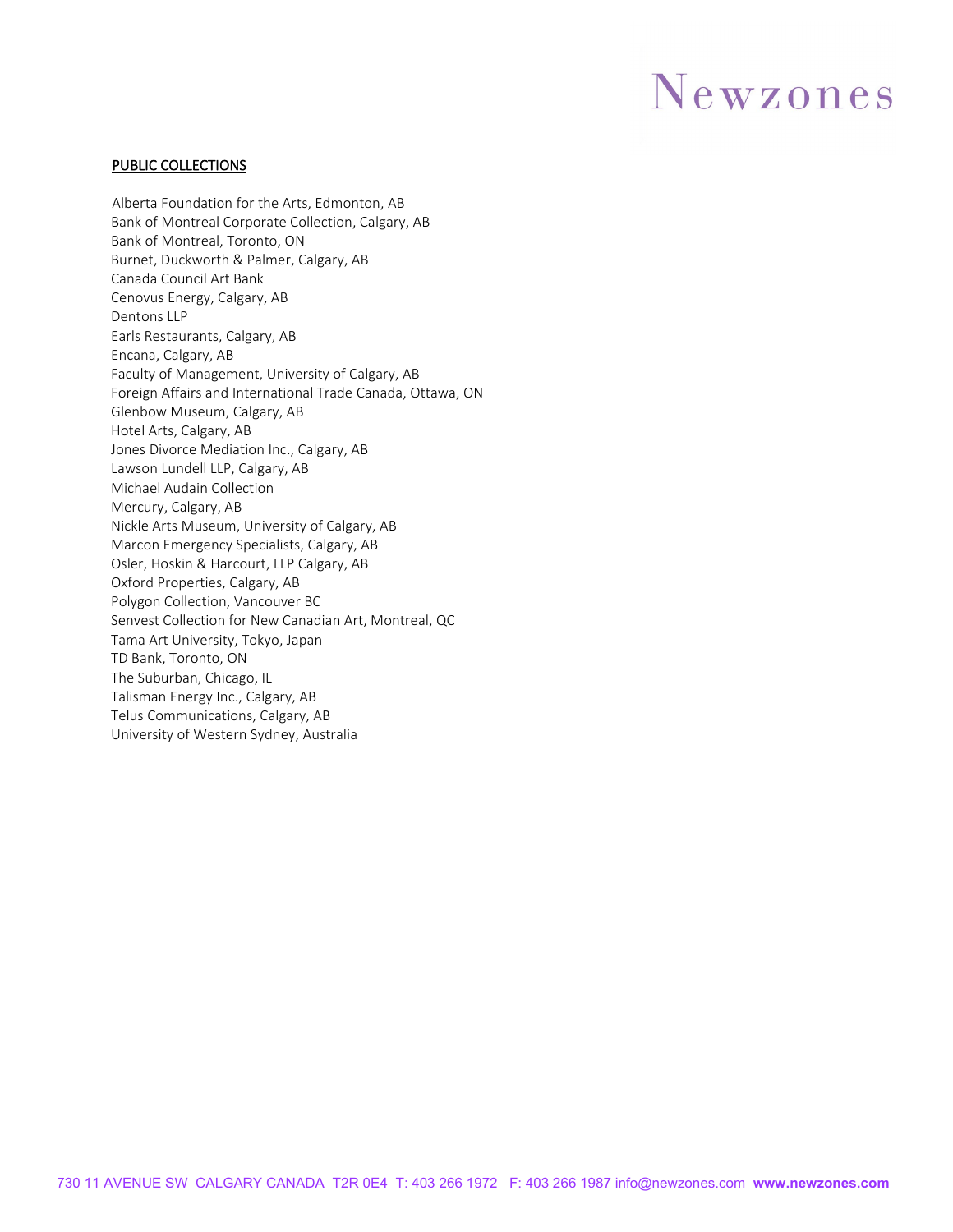PUBLIC COLLECTIONS

Alberta Foundation for the Arts, Edmonton, AB
Bank of Montreal Corporate Collection, Calgary, AB
Bank of Montreal, Toronto, ON
Burnet, Duckworth & Palmer, Calgary, AB
Canada Council Art Bank
Cenovus Energy, Calgary, AB
Dentons LLP
Earls Restaurants, Calgary, AB
Encana, Calgary, AB
Faculty of Management, University of Calgary, AB
Foreign Affairs and International Trade Canada, Ottawa, ON
Glenbow Museum, Calgary, AB
Hotel Arts, Calgary, AB
Jones Divorce Mediation Inc., Calgary, AB
Lawson Lundell LLP, Calgary, AB
Michael Audain Collection
Mercury, Calgary, AB
Nickle Arts Museum, University of Calgary, AB
Marcon Emergency Specialists, Calgary, AB
Osler, Hoskin & Harcourt, LLP Calgary, AB
Oxford Properties, Calgary, AB
Polygon Collection, Vancouver BC
Senvest Collection for New Canadian Art, Montreal, QC
Tama Art University, Tokyo, Japan
TD Bank, Toronto, ON
The Suburban, Chicago, IL
Talisman Energy Inc., Calgary, AB
Telus Communications, Calgary, AB
University of Western Sydney, Australia